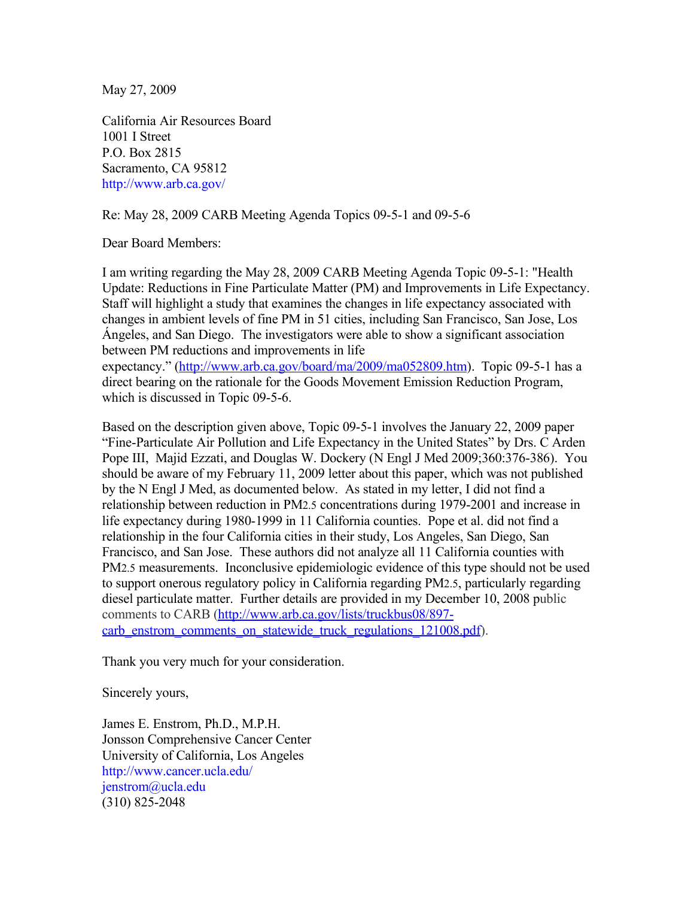May 27, 2009

California Air Resources Board
1001 I Street
P.O. Box 2815
Sacramento, CA 95812
http://www.arb.ca.gov/

Re: May 28, 2009 CARB Meeting Agenda Topics 09-5-1 and 09-5-6

Dear Board Members:

I am writing regarding the May 28, 2009 CARB Meeting Agenda Topic 09-5-1: "Health Update: Reductions in Fine Particulate Matter (PM) and Improvements in Life Expectancy. Staff will highlight a study that examines the changes in life expectancy associated with changes in ambient levels of fine PM in 51 cities, including San Francisco, San Jose, Los Ángeles, and San Diego. The investigators were able to show a significant association between PM reductions and improvements in life expectancy." (http://www.arb.ca.gov/board/ma/2009/ma052809.htm). Topic 09-5-1 has a direct bearing on the rationale for the Goods Movement Emission Reduction Program, which is discussed in Topic 09-5-6.

Based on the description given above, Topic 09-5-1 involves the January 22, 2009 paper "Fine-Particulate Air Pollution and Life Expectancy in the United States" by Drs. C Arden Pope III, Majid Ezzati, and Douglas W. Dockery (N Engl J Med 2009;360:376-386). You should be aware of my February 11, 2009 letter about this paper, which was not published by the N Engl J Med, as documented below. As stated in my letter, I did not find a relationship between reduction in $PM_{2.5}$ concentrations during 1979-2001 and increase in life expectancy during 1980-1999 in 11 California counties. Pope et al. did not find a relationship in the four California cities in their study, Los Angeles, San Diego, San Francisco, and San Jose. These authors did not analyze all 11 California counties with $PM_{2.5}$ measurements. Inconclusive epidemiologic evidence of this type should not be used to support onerous regulatory policy in California regarding $PM_{2.5}$, particularly regarding diesel particulate matter. Further details are provided in my December 10, 2008 public comments to CARB (http://www.arb.ca.gov/lists/truckbus08/897-carb_enstrom_comments_on_statewide_truck_regulations_121008.pdf).

Thank you very much for your consideration.

Sincerely yours,

James E. Enstrom, Ph.D., M.P.H.
Jonsson Comprehensive Cancer Center
University of California, Los Angeles
http://www.cancer.ucla.edu/
jenstrom@ucla.edu
(310) 825-2048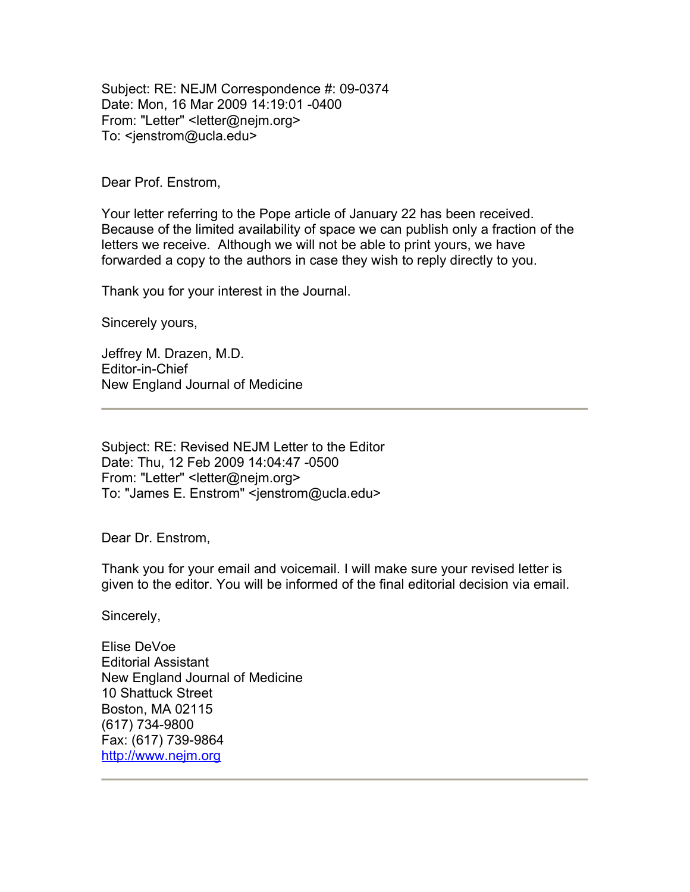Subject: RE: NEJM Correspondence #: 09-0374
Date: Mon, 16 Mar 2009 14:19:01 -0400
From: "Letter" <letter@nejm.org>
To: <jenstrom@ucla.edu>

Dear Prof. Enstrom,

Your letter referring to the Pope article of January 22 has been received. Because of the limited availability of space we can publish only a fraction of the letters we receive. Although we will not be able to print yours, we have forwarded a copy to the authors in case they wish to reply directly to you.

Thank you for your interest in the Journal.

Sincerely yours,

Jeffrey M. Drazen, M.D.
Editor-in-Chief
New England Journal of Medicine

---

Subject: RE: Revised NEJM Letter to the Editor
Date: Thu, 12 Feb 2009 14:04:47 -0500
From: "Letter" <letter@nejm.org>
To: "James E. Enstrom" <jenstrom@ucla.edu>

Dear Dr. Enstrom,

Thank you for your email and voicemail. I will make sure your revised letter is given to the editor. You will be informed of the final editorial decision via email.

Sincerely,

Elise DeVoe
Editorial Assistant
New England Journal of Medicine
10 Shattuck Street
Boston, MA 02115
(617) 734-9800
Fax: (617) 739-9864
http://www.nejm.org

---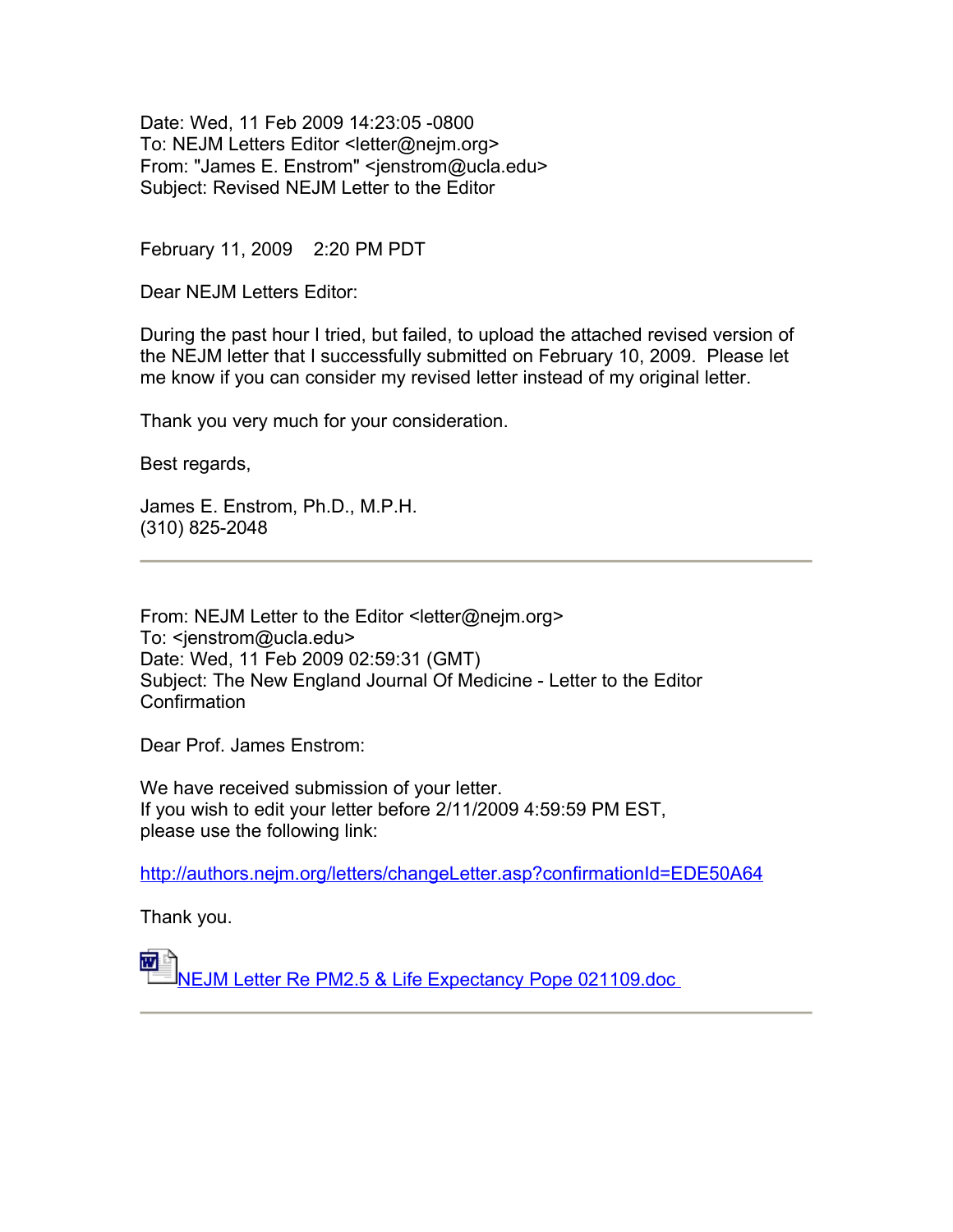Date: Wed, 11 Feb 2009 14:23:05 -0800
To: NEJM Letters Editor <letter@nejm.org>
From: "James E. Enstrom" <jenstrom@ucla.edu>
Subject: Revised NEJM Letter to the Editor

February 11, 2009 2:20 PM PDT

Dear NEJM Letters Editor:

During the past hour I tried, but failed, to upload the attached revised version of the NEJM letter that I successfully submitted on February 10, 2009. Please let me know if you can consider my revised letter instead of my original letter.

Thank you very much for your consideration.

Best regards,

James E. Enstrom, Ph.D., M.P.H.
(310) 825-2048

---

From: NEJM Letter to the Editor <letter@nejm.org>
To: <jenstrom@ucla.edu>
Date: Wed, 11 Feb 2009 02:59:31 (GMT)
Subject: The New England Journal Of Medicine - Letter to the Editor Confirmation

Dear Prof. James Enstrom:

We have received submission of your letter.
If you wish to edit your letter before 2/11/2009 4:59:59 PM EST,
please use the following link:

http://authors.nejm.org/letters/changeLetter.asp?confirmationId=EDE50A64

Thank you.

NEJM Letter Re PM2.5 & Life Expectancy Pope 021109.doc

---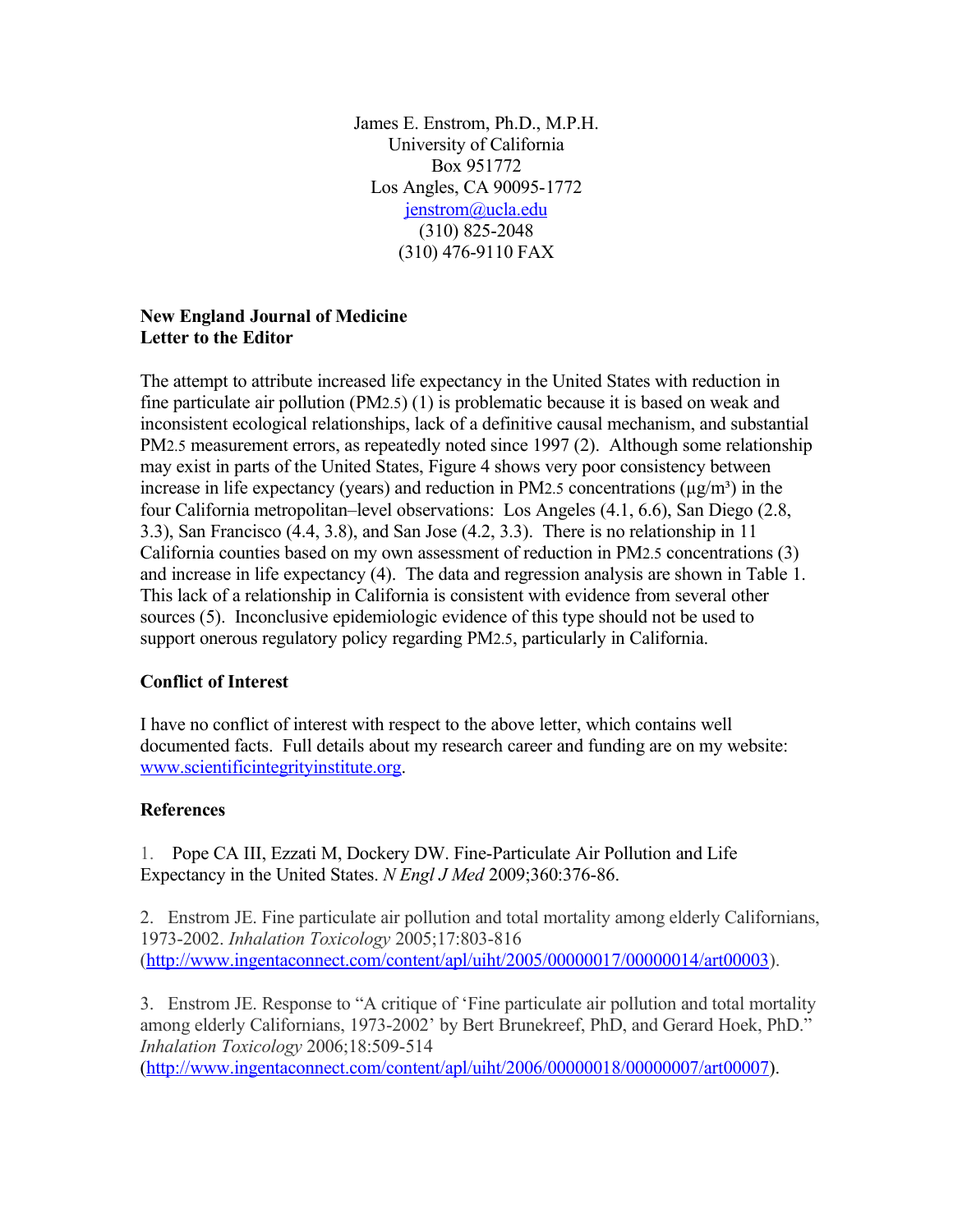James E. Enstrom, Ph.D., M.P.H.
University of California
Box 951772
Los Angles, CA 90095-1772
jenstrom@ucla.edu
(310) 825-2048
(310) 476-9110 FAX

**New England Journal of Medicine**
**Letter to the Editor**

The attempt to attribute increased life expectancy in the United States with reduction in fine particulate air pollution ($PM_{2.5}$) (1) is problematic because it is based on weak and inconsistent ecological relationships, lack of a definitive causal mechanism, and substantial $PM_{2.5}$ measurement errors, as repeatedly noted since 1997 (2). Although some relationship may exist in parts of the United States, Figure 4 shows very poor consistency between increase in life expectancy (years) and reduction in $PM_{2.5}$ concentrations ($\mu g/m^3$) in the four California metropolitan–level observations: Los Angeles (4.1, 6.6), San Diego (2.8, 3.3), San Francisco (4.4, 3.8), and San Jose (4.2, 3.3). There is no relationship in 11 California counties based on my own assessment of reduction in $PM_{2.5}$ concentrations (3) and increase in life expectancy (4). The data and regression analysis are shown in Table 1. This lack of a relationship in California is consistent with evidence from several other sources (5). Inconclusive epidemiologic evidence of this type should not be used to support onerous regulatory policy regarding $PM_{2.5}$, particularly in California.

**Conflict of Interest**

I have no conflict of interest with respect to the above letter, which contains well documented facts. Full details about my research career and funding are on my website: www.scientificintegrityinstitute.org.

**References**

1. Pope CA III, Ezzati M, Dockery DW. Fine-Particulate Air Pollution and Life Expectancy in the United States. *N Engl J Med* 2009;360:376-86.

2. Enstrom JE. Fine particulate air pollution and total mortality among elderly Californians, 1973-2002. *Inhalation Toxicology* 2005;17:803-816 (http://www.ingentaconnect.com/content/apl/uiht/2005/00000017/00000014/art00003).

3. Enstrom JE. Response to "A critique of 'Fine particulate air pollution and total mortality among elderly Californians, 1973-2002' by Bert Brunekreef, PhD, and Gerard Hoek, PhD." *Inhalation Toxicology* 2006;18:509-514 (http://www.ingentaconnect.com/content/apl/uiht/2006/00000018/00000007/art00007).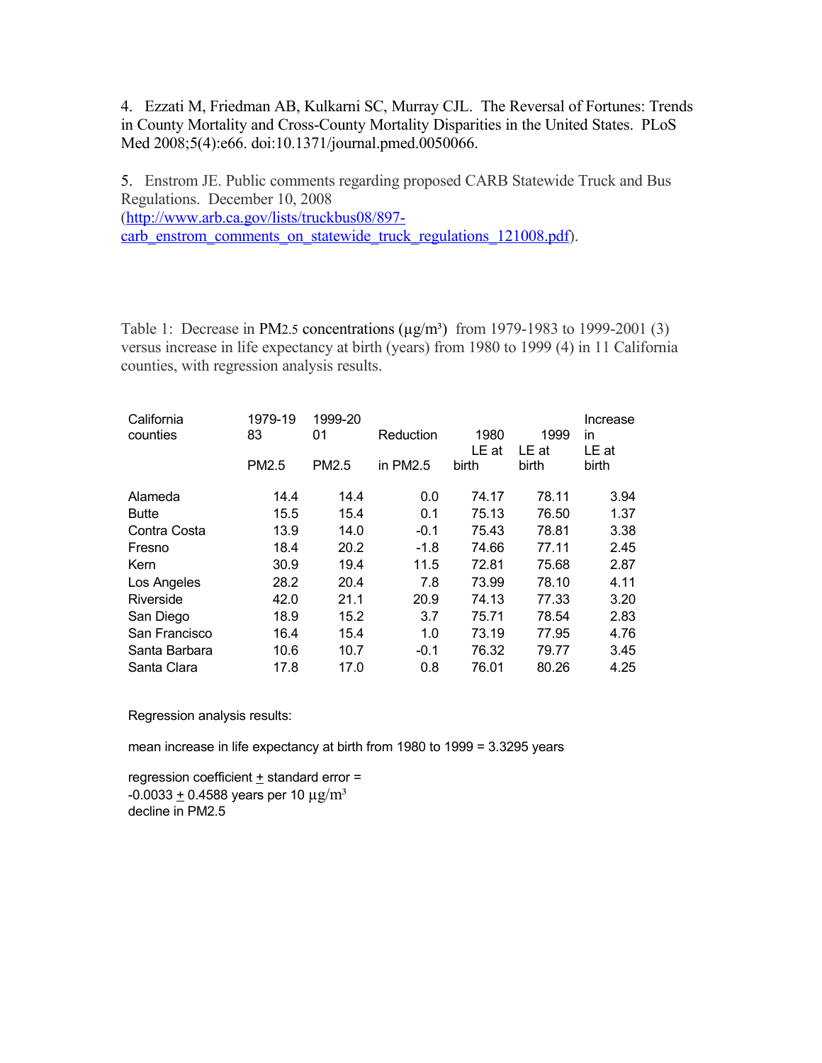4. Ezzati M, Friedman AB, Kulkarni SC, Murray CJL. The Reversal of Fortunes: Trends in County Mortality and Cross-County Mortality Disparities in the United States. PLoS Med 2008;5(4):e66. doi:10.1371/journal.pmed.0050066.

5. Enstrom JE. Public comments regarding proposed CARB Statewide Truck and Bus Regulations. December 10, 2008 (http://www.arb.ca.gov/lists/truckbus08/897-carb_enstrom_comments_on_statewide_truck_regulations_121008.pdf).

Table 1: Decrease in PM2.5 concentrations ($\mu g/m^3$) from 1979-1983 to 1999-2001 (3) versus increase in life expectancy at birth (years) from 1980 to 1999 (4) in 11 California counties, with regression analysis results.

| California counties | 1979-1983 PM2.5 | 1999-2001 PM2.5 | Reduction in PM2.5 | 1980 LE at birth | 1999 LE at birth | Increase in LE at birth |
|---|---|---|---|---|---|---|
| Alameda | 14.4 | 14.4 | 0.0 | 74.17 | 78.11 | 3.94 |
| Butte | 15.5 | 15.4 | 0.1 | 75.13 | 76.50 | 1.37 |
| Contra Costa | 13.9 | 14.0 | -0.1 | 75.43 | 78.81 | 3.38 |
| Fresno | 18.4 | 20.2 | -1.8 | 74.66 | 77.11 | 2.45 |
| Kern | 30.9 | 19.4 | 11.5 | 72.81 | 75.68 | 2.87 |
| Los Angeles | 28.2 | 20.4 | 7.8 | 73.99 | 78.10 | 4.11 |
| Riverside | 42.0 | 21.1 | 20.9 | 74.13 | 77.33 | 3.20 |
| San Diego | 18.9 | 15.2 | 3.7 | 75.71 | 78.54 | 2.83 |
| San Francisco | 16.4 | 15.4 | 1.0 | 73.19 | 77.95 | 4.76 |
| Santa Barbara | 10.6 | 10.7 | -0.1 | 76.32 | 79.77 | 3.45 |
| Santa Clara | 17.8 | 17.0 | 0.8 | 76.01 | 80.26 | 4.25 |

Regression analysis results:

mean increase in life expectancy at birth from 1980 to 1999 = 3.3295 years

regression coefficient $\pm$ standard error = -0.0033 $\pm$ 0.4588 years per 10 $\mu g/m^3$ decline in PM2.5